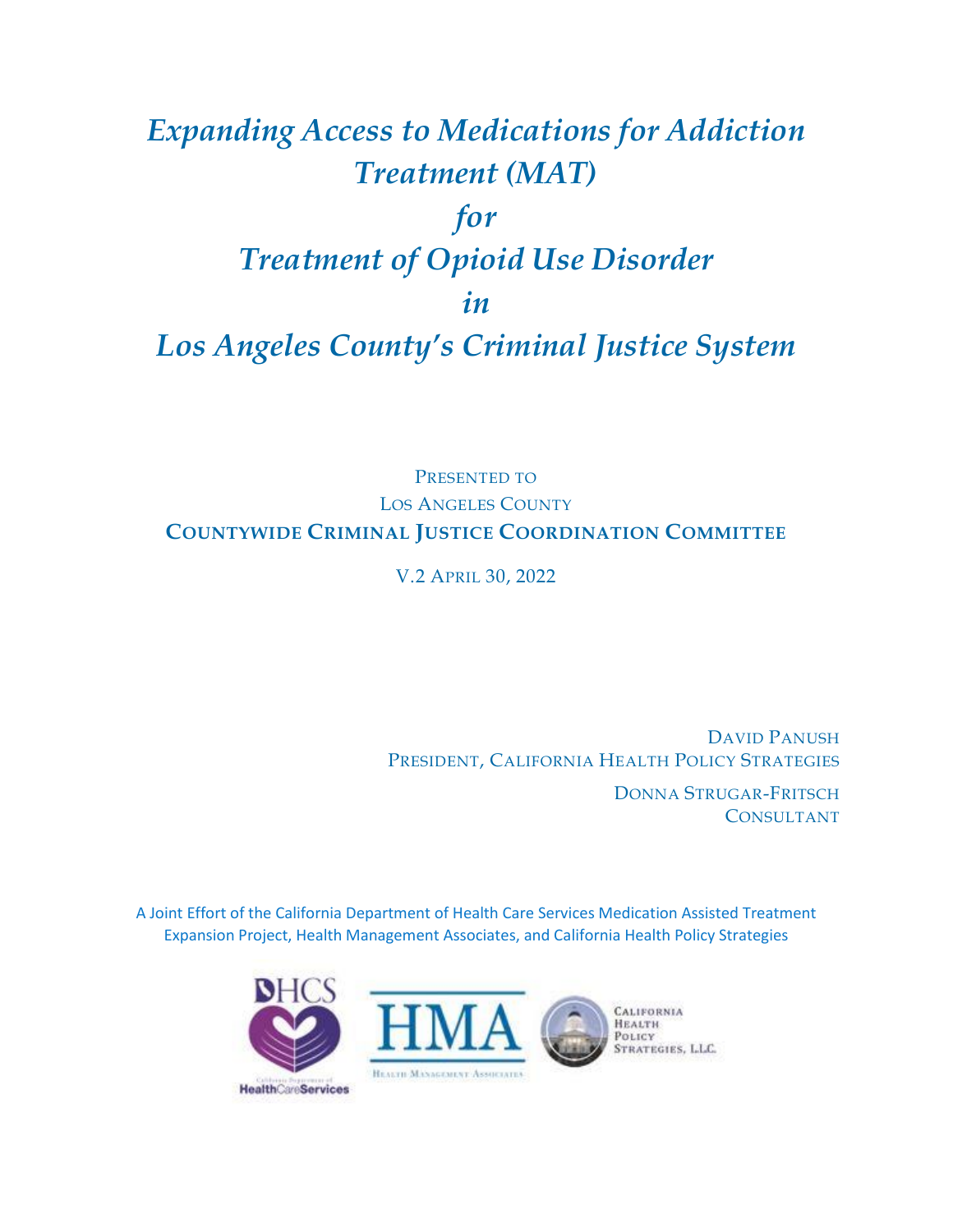# *Expanding Access to Medications for Addiction Treatment (MAT) for Treatment of Opioid Use Disorder in Los Angeles County's Criminal Justice System*

PRESENTED TO
LOS ANGELES COUNTY
**COUNTYWIDE CRIMINAL JUSTICE COORDINATION COMMITTEE**

V.2 APRIL 30, 2022

DAVID PANUSH
PRESIDENT, CALIFORNIA HEALTH POLICY STRATEGIES

DONNA STRUGAR-FRITSCH
CONSULTANT

A Joint Effort of the California Department of Health Care Services Medication Assisted Treatment Expansion Project, Health Management Associates, and California Health Policy Strategies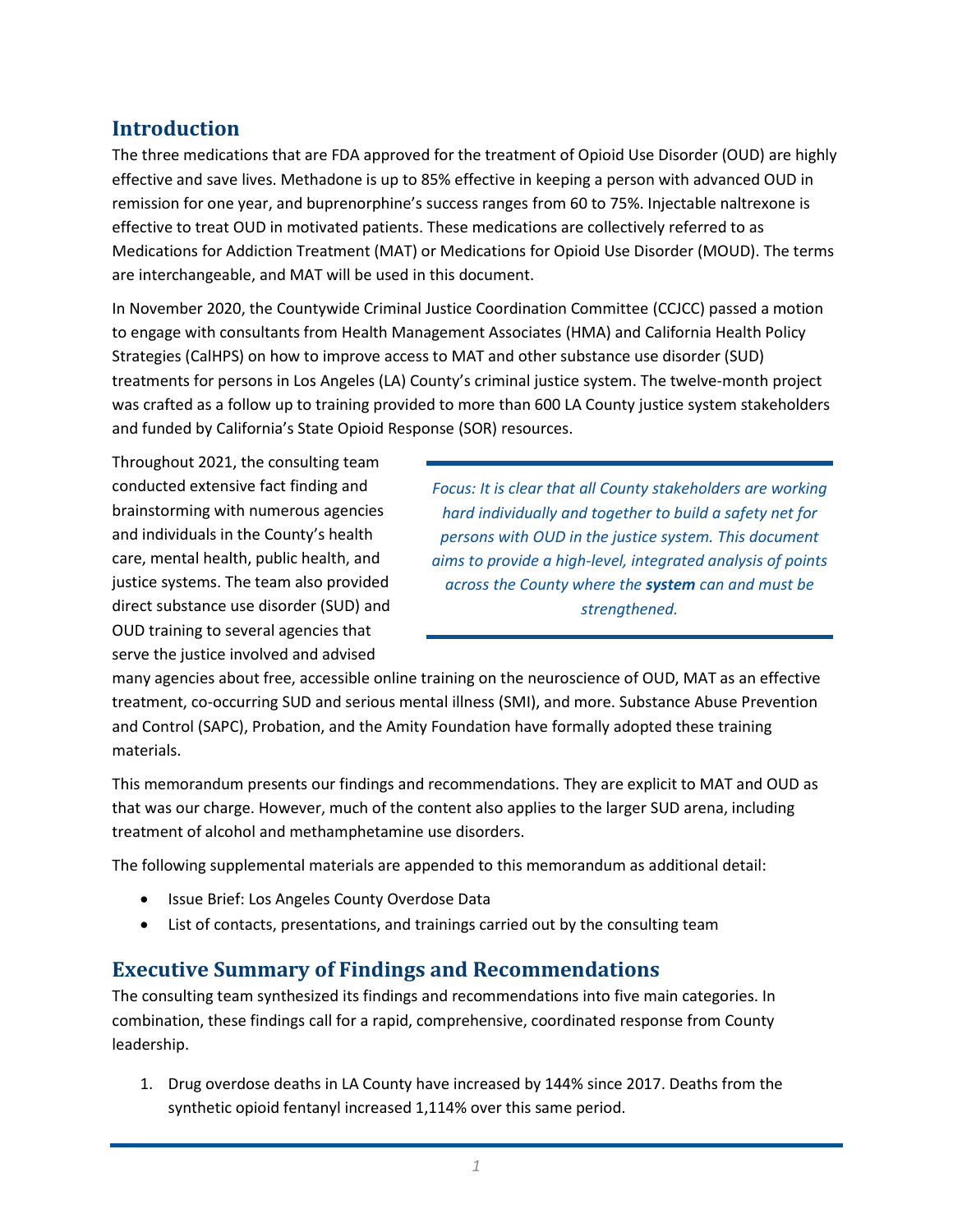## Introduction

The three medications that are FDA approved for the treatment of Opioid Use Disorder (OUD) are highly effective and save lives. Methadone is up to 85% effective in keeping a person with advanced OUD in remission for one year, and buprenorphine's success ranges from 60 to 75%. Injectable naltrexone is effective to treat OUD in motivated patients. These medications are collectively referred to as Medications for Addiction Treatment (MAT) or Medications for Opioid Use Disorder (MOUD). The terms are interchangeable, and MAT will be used in this document.

In November 2020, the Countywide Criminal Justice Coordination Committee (CCJCC) passed a motion to engage with consultants from Health Management Associates (HMA) and California Health Policy Strategies (CalHPS) on how to improve access to MAT and other substance use disorder (SUD) treatments for persons in Los Angeles (LA) County's criminal justice system. The twelve-month project was crafted as a follow up to training provided to more than 600 LA County justice system stakeholders and funded by California's State Opioid Response (SOR) resources.

Throughout 2021, the consulting team conducted extensive fact finding and brainstorming with numerous agencies and individuals in the County's health care, mental health, public health, and justice systems. The team also provided direct substance use disorder (SUD) and OUD training to several agencies that serve the justice involved and advised many agencies about free, accessible online training on the neuroscience of OUD, MAT as an effective treatment, co-occurring SUD and serious mental illness (SMI), and more. Substance Abuse Prevention and Control (SAPC), Probation, and the Amity Foundation have formally adopted these training materials.

> *Focus: It is clear that all County stakeholders are working hard individually and together to build a safety net for persons with OUD in the justice system. This document aims to provide a high-level, integrated analysis of points across the County where the* ***system*** *can and must be strengthened.*

This memorandum presents our findings and recommendations. They are explicit to MAT and OUD as that was our charge. However, much of the content also applies to the larger SUD arena, including treatment of alcohol and methamphetamine use disorders.

The following supplemental materials are appended to this memorandum as additional detail:

- Issue Brief: Los Angeles County Overdose Data
- List of contacts, presentations, and trainings carried out by the consulting team

## Executive Summary of Findings and Recommendations

The consulting team synthesized its findings and recommendations into five main categories. In combination, these findings call for a rapid, comprehensive, coordinated response from County leadership.

1. Drug overdose deaths in LA County have increased by 144% since 2017. Deaths from the synthetic opioid fentanyl increased 1,114% over this same period.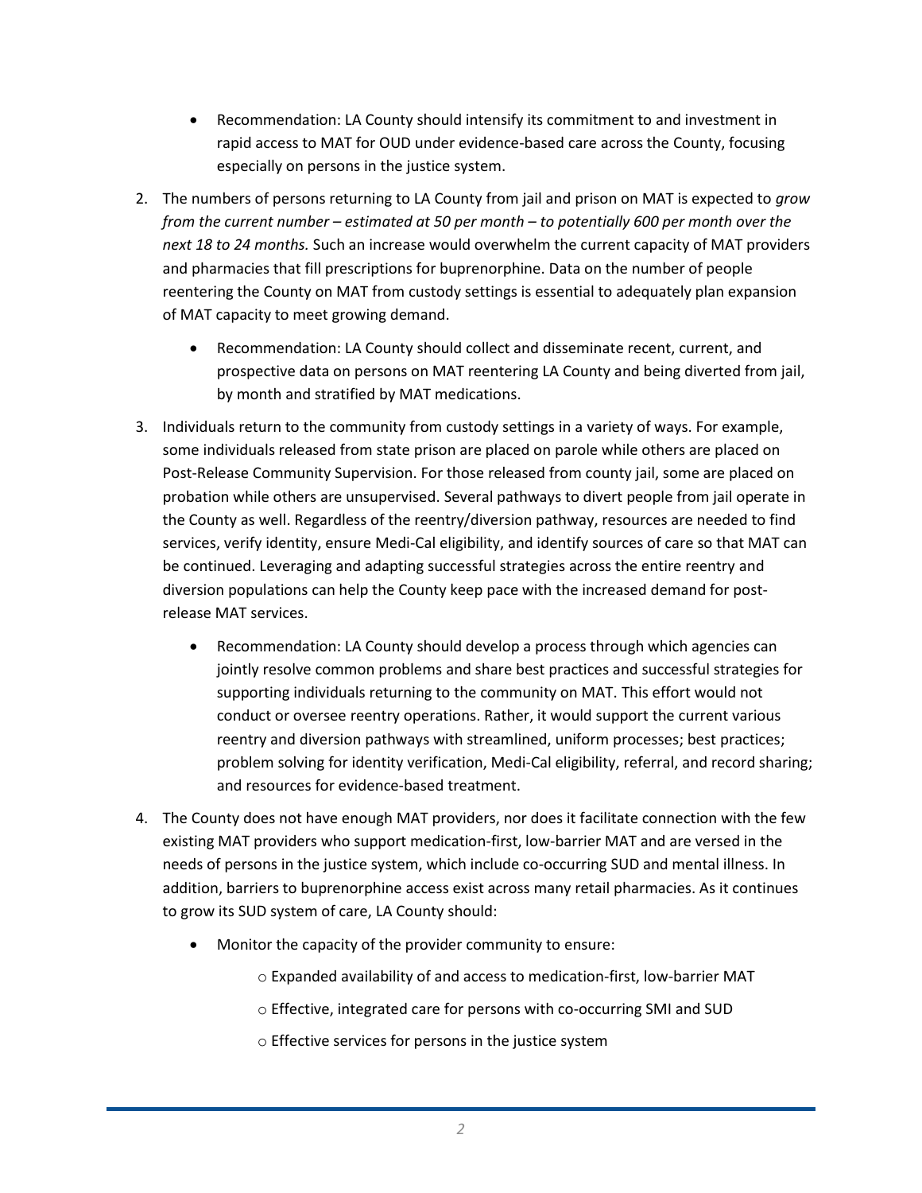- Recommendation: LA County should intensify its commitment to and investment in rapid access to MAT for OUD under evidence-based care across the County, focusing especially on persons in the justice system.

2. The numbers of persons returning to LA County from jail and prison on MAT is expected to *grow from the current number – estimated at 50 per month – to potentially 600 per month over the next 18 to 24 months.* Such an increase would overwhelm the current capacity of MAT providers and pharmacies that fill prescriptions for buprenorphine. Data on the number of people reentering the County on MAT from custody settings is essential to adequately plan expansion of MAT capacity to meet growing demand.

    - Recommendation: LA County should collect and disseminate recent, current, and prospective data on persons on MAT reentering LA County and being diverted from jail, by month and stratified by MAT medications.

3. Individuals return to the community from custody settings in a variety of ways. For example, some individuals released from state prison are placed on parole while others are placed on Post-Release Community Supervision. For those released from county jail, some are placed on probation while others are unsupervised. Several pathways to divert people from jail operate in the County as well. Regardless of the reentry/diversion pathway, resources are needed to find services, verify identity, ensure Medi-Cal eligibility, and identify sources of care so that MAT can be continued. Leveraging and adapting successful strategies across the entire reentry and diversion populations can help the County keep pace with the increased demand for post-release MAT services.

    - Recommendation: LA County should develop a process through which agencies can jointly resolve common problems and share best practices and successful strategies for supporting individuals returning to the community on MAT. This effort would not conduct or oversee reentry operations. Rather, it would support the current various reentry and diversion pathways with streamlined, uniform processes; best practices; problem solving for identity verification, Medi-Cal eligibility, referral, and record sharing; and resources for evidence-based treatment.

4. The County does not have enough MAT providers, nor does it facilitate connection with the few existing MAT providers who support medication-first, low-barrier MAT and are versed in the needs of persons in the justice system, which include co-occurring SUD and mental illness. In addition, barriers to buprenorphine access exist across many retail pharmacies. As it continues to grow its SUD system of care, LA County should:

    - Monitor the capacity of the provider community to ensure:
        - Expanded availability of and access to medication-first, low-barrier MAT
        - Effective, integrated care for persons with co-occurring SMI and SUD
        - Effective services for persons in the justice system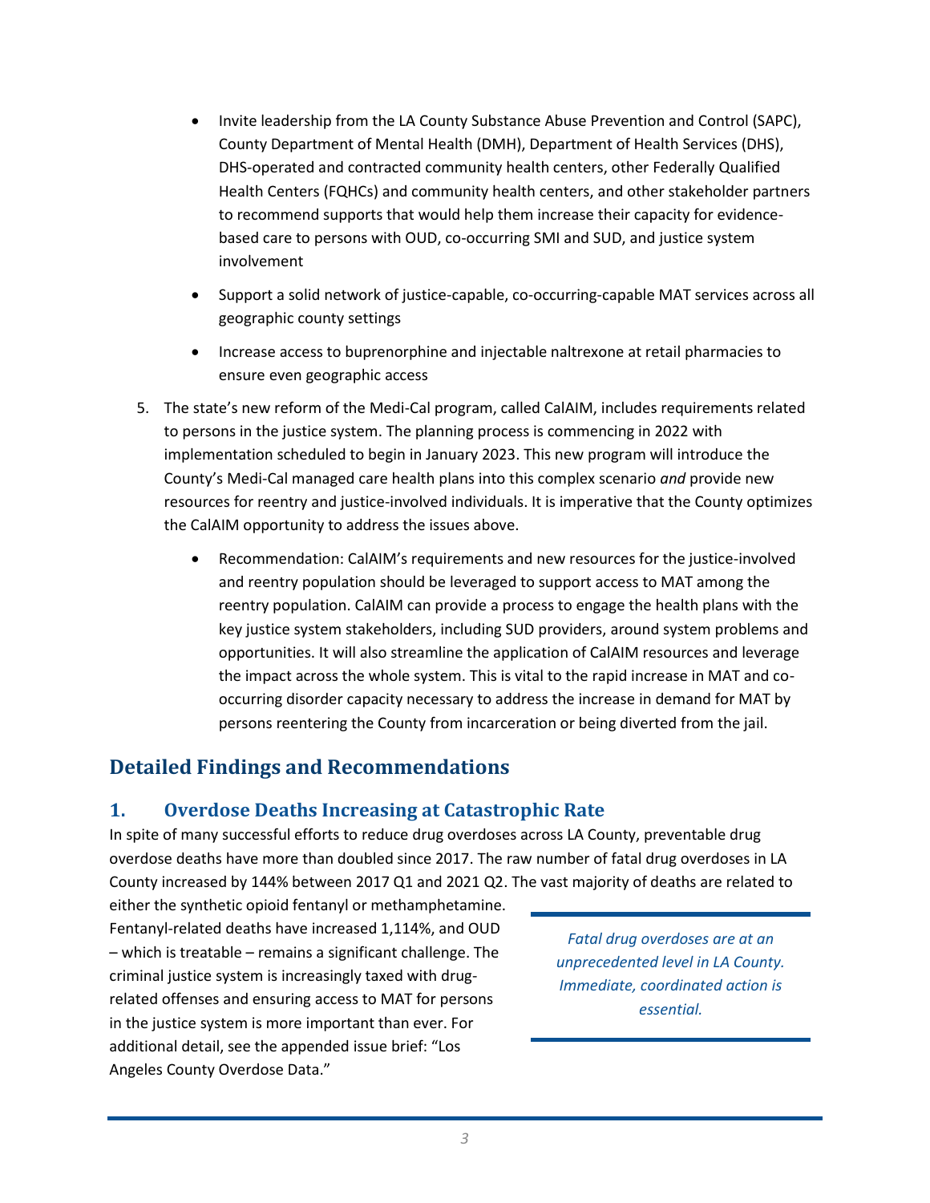- Invite leadership from the LA County Substance Abuse Prevention and Control (SAPC), County Department of Mental Health (DMH), Department of Health Services (DHS), DHS-operated and contracted community health centers, other Federally Qualified Health Centers (FQHCs) and community health centers, and other stakeholder partners to recommend supports that would help them increase their capacity for evidence-based care to persons with OUD, co-occurring SMI and SUD, and justice system involvement
- Support a solid network of justice-capable, co-occurring-capable MAT services across all geographic county settings
- Increase access to buprenorphine and injectable naltrexone at retail pharmacies to ensure even geographic access

5. The state's new reform of the Medi-Cal program, called CalAIM, includes requirements related to persons in the justice system. The planning process is commencing in 2022 with implementation scheduled to begin in January 2023. This new program will introduce the County's Medi-Cal managed care health plans into this complex scenario *and* provide new resources for reentry and justice-involved individuals. It is imperative that the County optimizes the CalAIM opportunity to address the issues above.

    - Recommendation: CalAIM's requirements and new resources for the justice-involved and reentry population should be leveraged to support access to MAT among the reentry population. CalAIM can provide a process to engage the health plans with the key justice system stakeholders, including SUD providers, around system problems and opportunities. It will also streamline the application of CalAIM resources and leverage the impact across the whole system. This is vital to the rapid increase in MAT and co-occurring disorder capacity necessary to address the increase in demand for MAT by persons reentering the County from incarceration or being diverted from the jail.

## Detailed Findings and Recommendations

### 1. Overdose Deaths Increasing at Catastrophic Rate

In spite of many successful efforts to reduce drug overdoses across LA County, preventable drug overdose deaths have more than doubled since 2017. The raw number of fatal drug overdoses in LA County increased by 144% between 2017 Q1 and 2021 Q2. The vast majority of deaths are related to either the synthetic opioid fentanyl or methamphetamine. Fentanyl-related deaths have increased 1,114%, and OUD – which is treatable – remains a significant challenge. The criminal justice system is increasingly taxed with drug-related offenses and ensuring access to MAT for persons in the justice system is more important than ever. For additional detail, see the appended issue brief: "Los Angeles County Overdose Data."

*Fatal drug overdoses are at an unprecedented level in LA County. Immediate, coordinated action is essential.*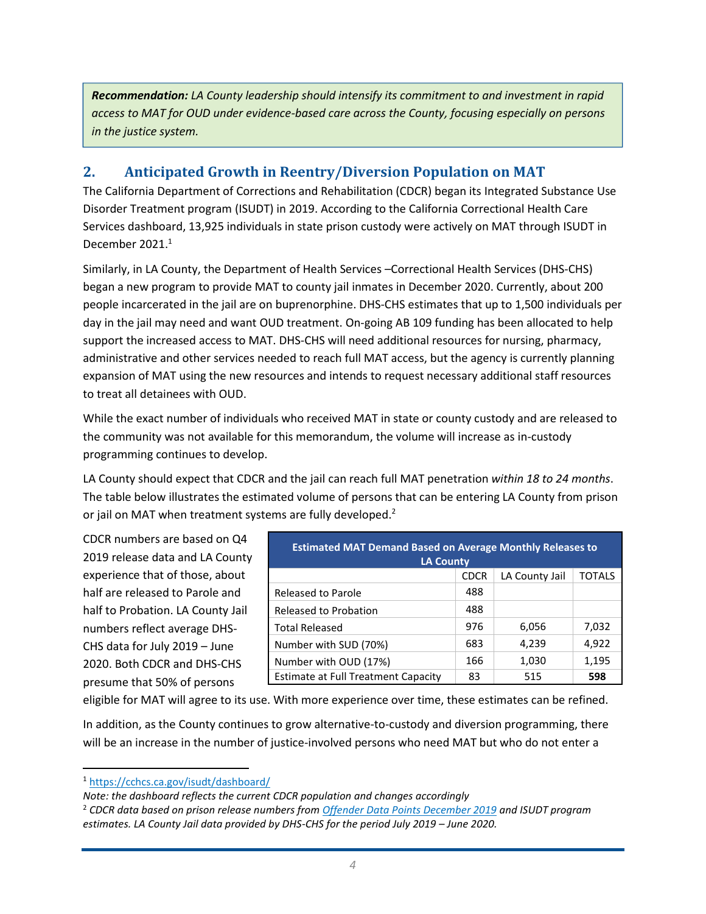> ***Recommendation:*** *LA County leadership should intensify its commitment to and investment in rapid access to MAT for OUD under evidence-based care across the County, focusing especially on persons in the justice system.*

## 2. Anticipated Growth in Reentry/Diversion Population on MAT

The California Department of Corrections and Rehabilitation (CDCR) began its Integrated Substance Use Disorder Treatment program (ISUDT) in 2019. According to the California Correctional Health Care Services dashboard, 13,925 individuals in state prison custody were actively on MAT through ISUDT in December 2021.[1]

Similarly, in LA County, the Department of Health Services –Correctional Health Services (DHS-CHS) began a new program to provide MAT to county jail inmates in December 2020. Currently, about 200 people incarcerated in the jail are on buprenorphine. DHS-CHS estimates that up to 1,500 individuals per day in the jail may need and want OUD treatment. On-going AB 109 funding has been allocated to help support the increased access to MAT. DHS-CHS will need additional resources for nursing, pharmacy, administrative and other services needed to reach full MAT access, but the agency is currently planning expansion of MAT using the new resources and intends to request necessary additional staff resources to treat all detainees with OUD.

While the exact number of individuals who received MAT in state or county custody and are released to the community was not available for this memorandum, the volume will increase as in-custody programming continues to develop.

LA County should expect that CDCR and the jail can reach full MAT penetration *within 18 to 24 months*. The table below illustrates the estimated volume of persons that can be entering LA County from prison or jail on MAT when treatment systems are fully developed.[2]

CDCR numbers are based on Q4 2019 release data and LA County experience that of those, about half are released to Parole and half to Probation. LA County Jail numbers reflect average DHS-CHS data for July 2019 – June 2020. Both CDCR and DHS-CHS presume that 50% of persons eligible for MAT will agree to its use. With more experience over time, these estimates can be refined.

| Estimated MAT Demand Based on Average Monthly Releases to LA County | | | |
|---|---|---|---|
| | CDCR | LA County Jail | TOTALS |
| Released to Parole | 488 | | |
| Released to Probation | 488 | | |
| Total Released | 976 | 6,056 | 7,032 |
| Number with SUD (70%) | 683 | 4,239 | 4,922 |
| Number with OUD (17%) | 166 | 1,030 | 1,195 |
| Estimate at Full Treatment Capacity | 83 | 515 | **598** |

In addition, as the County continues to grow alternative-to-custody and diversion programming, there will be an increase in the number of justice-involved persons who need MAT but who do not enter a

---

[1] https://cchcs.ca.gov/isudt/dashboard/

*Note: the dashboard reflects the current CDCR population and changes accordingly*

[2] *CDCR data based on prison release numbers from Offender Data Points December 2019 and ISUDT program estimates. LA County Jail data provided by DHS-CHS for the period July 2019 – June 2020.*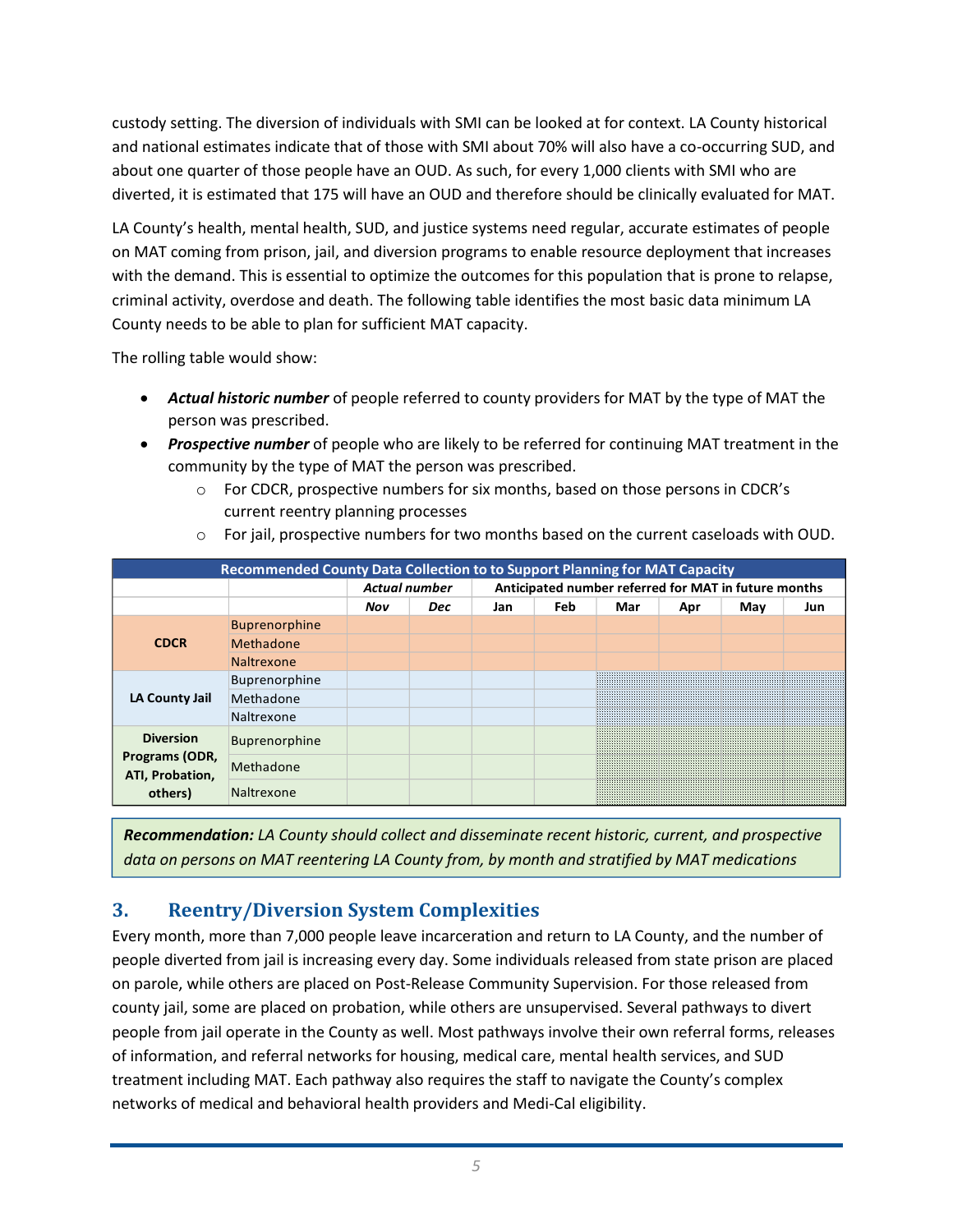custody setting. The diversion of individuals with SMI can be looked at for context. LA County historical and national estimates indicate that of those with SMI about 70% will also have a co-occurring SUD, and about one quarter of those people have an OUD. As such, for every 1,000 clients with SMI who are diverted, it is estimated that 175 will have an OUD and therefore should be clinically evaluated for MAT.

LA County's health, mental health, SUD, and justice systems need regular, accurate estimates of people on MAT coming from prison, jail, and diversion programs to enable resource deployment that increases with the demand. This is essential to optimize the outcomes for this population that is prone to relapse, criminal activity, overdose and death. The following table identifies the most basic data minimum LA County needs to be able to plan for sufficient MAT capacity.

The rolling table would show:

- ***Actual historic number*** of people referred to county providers for MAT by the type of MAT the person was prescribed.
- ***Prospective number*** of people who are likely to be referred for continuing MAT treatment in the community by the type of MAT the person was prescribed.
  - For CDCR, prospective numbers for six months, based on those persons in CDCR's current reentry planning processes
  - For jail, prospective numbers for two months based on the current caseloads with OUD.

| Recommended County Data Collection to to Support Planning for MAT Capacity | | | | | | | | | |
|---|---|---|---|---|---|---|---|---|---|
| | | ***Actual number*** | | **Anticipated number referred for MAT in future months** | | | | | |
| | | ***Nov*** | ***Dec*** | **Jan** | **Feb** | **Mar** | **Apr** | **May** | **Jun** |
| **CDCR** | Buprenorphine | | | | | | | | |
| | Methadone | | | | | | | | |
| | Naltrexone | | | | | | | | |
| **LA County Jail** | Buprenorphine | | | | | | | | |
| | Methadone | | | | | | | | |
| | Naltrexone | | | | | | | | |
| **Diversion Programs (ODR, ATI, Probation, others)** | Buprenorphine | | | | | | | | |
| | Methadone | | | | | | | | |
| | Naltrexone | | | | | | | | |

***Recommendation:*** *LA County should collect and disseminate recent historic, current, and prospective data on persons on MAT reentering LA County from, by month and stratified by MAT medications*

## 3. Reentry/Diversion System Complexities

Every month, more than 7,000 people leave incarceration and return to LA County, and the number of people diverted from jail is increasing every day. Some individuals released from state prison are placed on parole, while others are placed on Post-Release Community Supervision. For those released from county jail, some are placed on probation, while others are unsupervised. Several pathways to divert people from jail operate in the County as well. Most pathways involve their own referral forms, releases of information, and referral networks for housing, medical care, mental health services, and SUD treatment including MAT. Each pathway also requires the staff to navigate the County's complex networks of medical and behavioral health providers and Medi-Cal eligibility.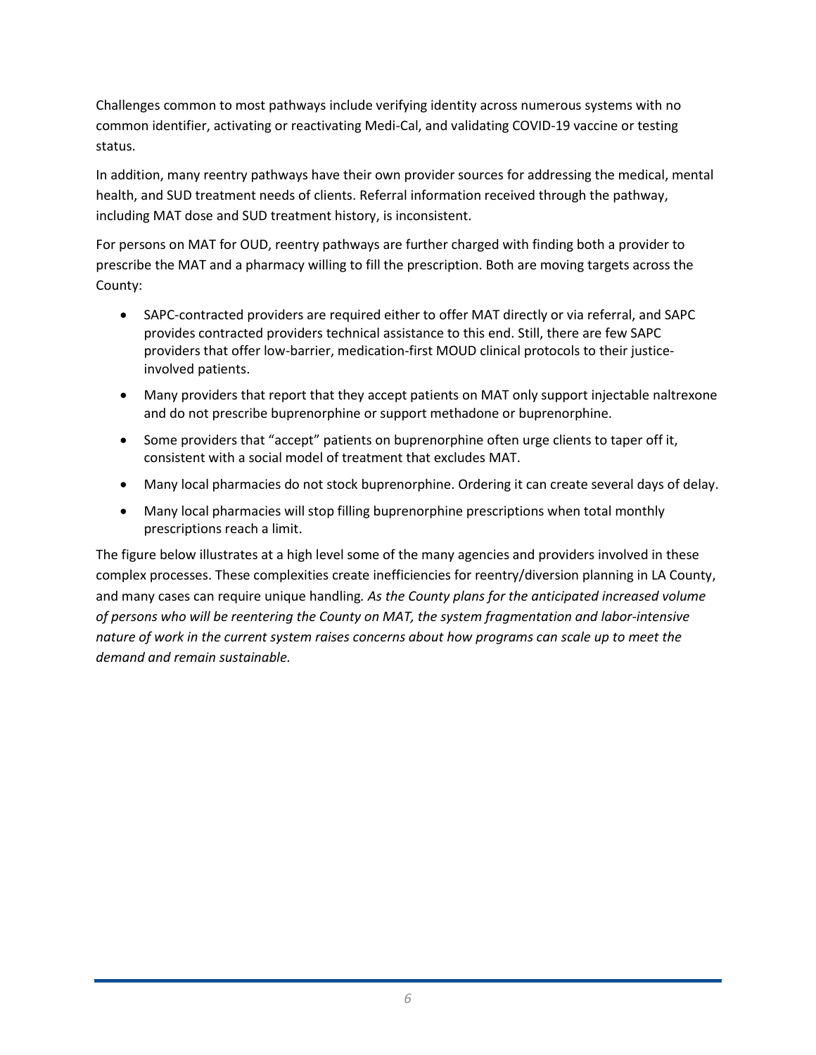Challenges common to most pathways include verifying identity across numerous systems with no common identifier, activating or reactivating Medi-Cal, and validating COVID-19 vaccine or testing status.

In addition, many reentry pathways have their own provider sources for addressing the medical, mental health, and SUD treatment needs of clients. Referral information received through the pathway, including MAT dose and SUD treatment history, is inconsistent.

For persons on MAT for OUD, reentry pathways are further charged with finding both a provider to prescribe the MAT and a pharmacy willing to fill the prescription. Both are moving targets across the County:

- SAPC-contracted providers are required either to offer MAT directly or via referral, and SAPC provides contracted providers technical assistance to this end. Still, there are few SAPC providers that offer low-barrier, medication-first MOUD clinical protocols to their justice-involved patients.
- Many providers that report that they accept patients on MAT only support injectable naltrexone and do not prescribe buprenorphine or support methadone or buprenorphine.
- Some providers that "accept" patients on buprenorphine often urge clients to taper off it, consistent with a social model of treatment that excludes MAT.
- Many local pharmacies do not stock buprenorphine. Ordering it can create several days of delay.
- Many local pharmacies will stop filling buprenorphine prescriptions when total monthly prescriptions reach a limit.

The figure below illustrates at a high level some of the many agencies and providers involved in these complex processes. These complexities create inefficiencies for reentry/diversion planning in LA County, and many cases can require unique handling. *As the County plans for the anticipated increased volume of persons who will be reentering the County on MAT, the system fragmentation and labor-intensive nature of work in the current system raises concerns about how programs can scale up to meet the demand and remain sustainable.*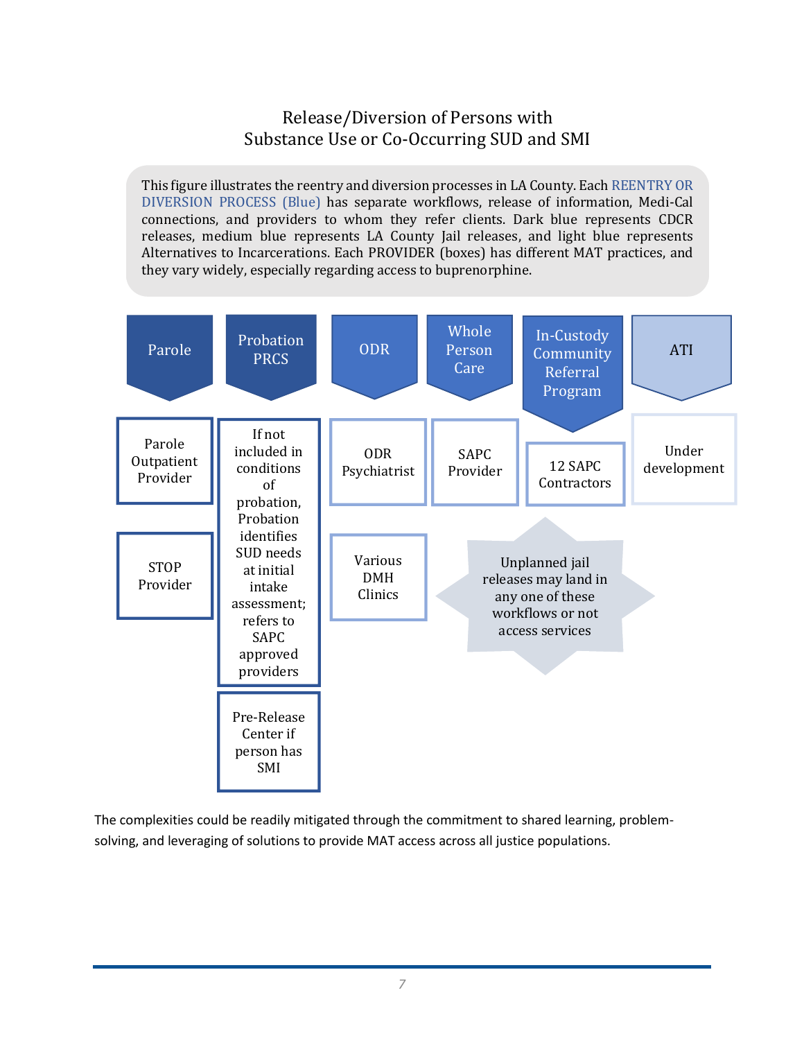## Release/Diversion of Persons with Substance Use or Co-Occurring SUD and SMI

This figure illustrates the reentry and diversion processes in LA County. Each REENTRY OR DIVERSION PROCESS (Blue) has separate workflows, release of information, Medi-Cal connections, and providers to whom they refer clients. Dark blue represents CDCR releases, medium blue represents LA County Jail releases, and light blue represents Alternatives to Incarcerations. Each PROVIDER (boxes) has different MAT practices, and they vary widely, especially regarding access to buprenorphine.

| Parole | Probation PRCS | ODR | Whole Person Care | In-Custody Community Referral Program | ATI |
|---|---|---|---|---|---|
| Parole Outpatient Provider | If not included in conditions of probation, Probation identifies SUD needs at initial intake assessment; refers to SAPC approved providers | ODR Psychiatrist | SAPC Provider | 12 SAPC Contractors | Under development |
| STOP Provider | Pre-Release Center if person has SMI | Various DMH Clinics | | | |

Unplanned jail releases may land in any one of these workflows or not access services

The complexities could be readily mitigated through the commitment to shared learning, problem-solving, and leveraging of solutions to provide MAT access across all justice populations.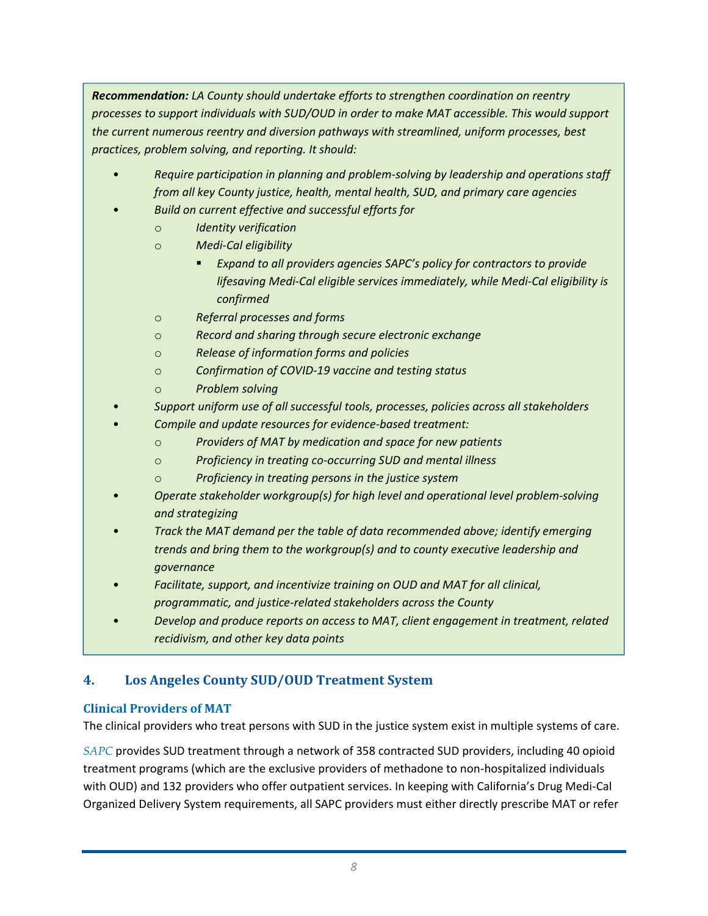*Recommendation: LA County should undertake efforts to strengthen coordination on reentry processes to support individuals with SUD/OUD in order to make MAT accessible. This would support the current numerous reentry and diversion pathways with streamlined, uniform processes, best practices, problem solving, and reporting. It should:*

- *Require participation in planning and problem-solving by leadership and operations staff from all key County justice, health, mental health, SUD, and primary care agencies*
- *Build on current effective and successful efforts for*
  - *Identity verification*
  - *Medi-Cal eligibility*
    - *Expand to all providers agencies SAPC's policy for contractors to provide lifesaving Medi-Cal eligible services immediately, while Medi-Cal eligibility is confirmed*
  - *Referral processes and forms*
  - *Record and sharing through secure electronic exchange*
  - *Release of information forms and policies*
  - *Confirmation of COVID-19 vaccine and testing status*
  - *Problem solving*
- *Support uniform use of all successful tools, processes, policies across all stakeholders*
- *Compile and update resources for evidence-based treatment:*
  - *Providers of MAT by medication and space for new patients*
  - *Proficiency in treating co-occurring SUD and mental illness*
  - *Proficiency in treating persons in the justice system*
- *Operate stakeholder workgroup(s) for high level and operational level problem-solving and strategizing*
- *Track the MAT demand per the table of data recommended above; identify emerging trends and bring them to the workgroup(s) and to county executive leadership and governance*
- *Facilitate, support, and incentivize training on OUD and MAT for all clinical, programmatic, and justice-related stakeholders across the County*
- *Develop and produce reports on access to MAT, client engagement in treatment, related recidivism, and other key data points*

## 4. Los Angeles County SUD/OUD Treatment System

### Clinical Providers of MAT

The clinical providers who treat persons with SUD in the justice system exist in multiple systems of care.

*SAPC* provides SUD treatment through a network of 358 contracted SUD providers, including 40 opioid treatment programs (which are the exclusive providers of methadone to non-hospitalized individuals with OUD) and 132 providers who offer outpatient services. In keeping with California's Drug Medi-Cal Organized Delivery System requirements, all SAPC providers must either directly prescribe MAT or refer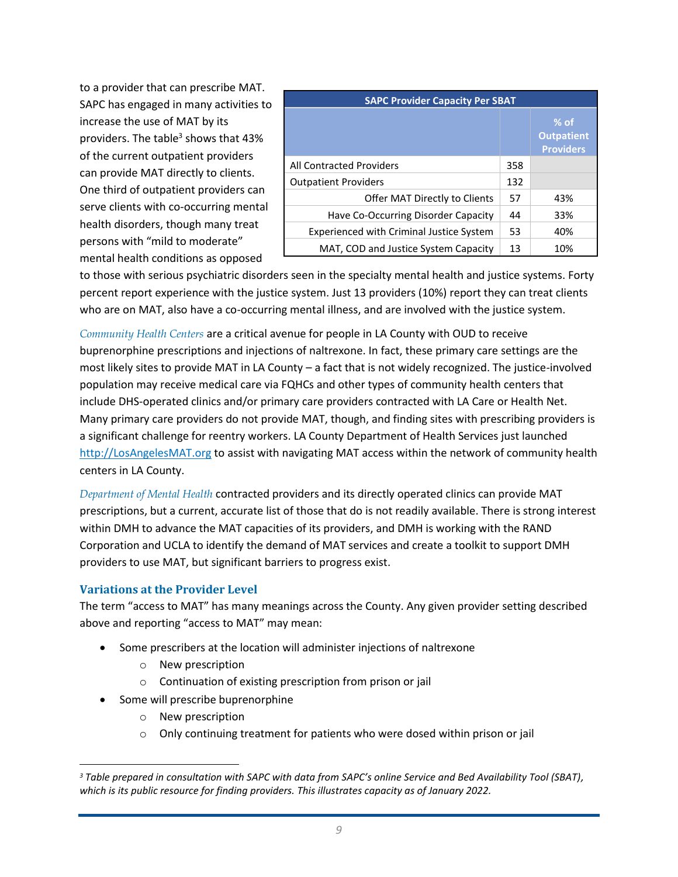to a provider that can prescribe MAT. SAPC has engaged in many activities to increase the use of MAT by its providers. The table[3] shows that 43% of the current outpatient providers can provide MAT directly to clients. One third of outpatient providers can serve clients with co-occurring mental health disorders, though many treat persons with "mild to moderate" mental health conditions as opposed to those with serious psychiatric disorders seen in the specialty mental health and justice systems. Forty percent report experience with the justice system. Just 13 providers (10%) report they can treat clients who are on MAT, also have a co-occurring mental illness, and are involved with the justice system.

| SAPC Provider Capacity Per SBAT | | |
|---|---|---|
| | | % of Outpatient Providers |
| All Contracted Providers | 358 | |
| Outpatient Providers | 132 | |
| Offer MAT Directly to Clients | 57 | 43% |
| Have Co-Occurring Disorder Capacity | 44 | 33% |
| Experienced with Criminal Justice System | 53 | 40% |
| MAT, COD and Justice System Capacity | 13 | 10% |

*Community Health Centers* are a critical avenue for people in LA County with OUD to receive buprenorphine prescriptions and injections of naltrexone. In fact, these primary care settings are the most likely sites to provide MAT in LA County – a fact that is not widely recognized. The justice-involved population may receive medical care via FQHCs and other types of community health centers that include DHS-operated clinics and/or primary care providers contracted with LA Care or Health Net. Many primary care providers do not provide MAT, though, and finding sites with prescribing providers is a significant challenge for reentry workers. LA County Department of Health Services just launched http://LosAngelesMAT.org to assist with navigating MAT access within the network of community health centers in LA County.

*Department of Mental Health* contracted providers and its directly operated clinics can provide MAT prescriptions, but a current, accurate list of those that do is not readily available. There is strong interest within DMH to advance the MAT capacities of its providers, and DMH is working with the RAND Corporation and UCLA to identify the demand of MAT services and create a toolkit to support DMH providers to use MAT, but significant barriers to progress exist.

### Variations at the Provider Level

The term "access to MAT" has many meanings across the County. Any given provider setting described above and reporting "access to MAT" may mean:

- Some prescribers at the location will administer injections of naltrexone
  - New prescription
  - Continuation of existing prescription from prison or jail
- Some will prescribe buprenorphine
  - New prescription
  - Only continuing treatment for patients who were dosed within prison or jail

[3] *Table prepared in consultation with SAPC with data from SAPC's online Service and Bed Availability Tool (SBAT), which is its public resource for finding providers. This illustrates capacity as of January 2022.*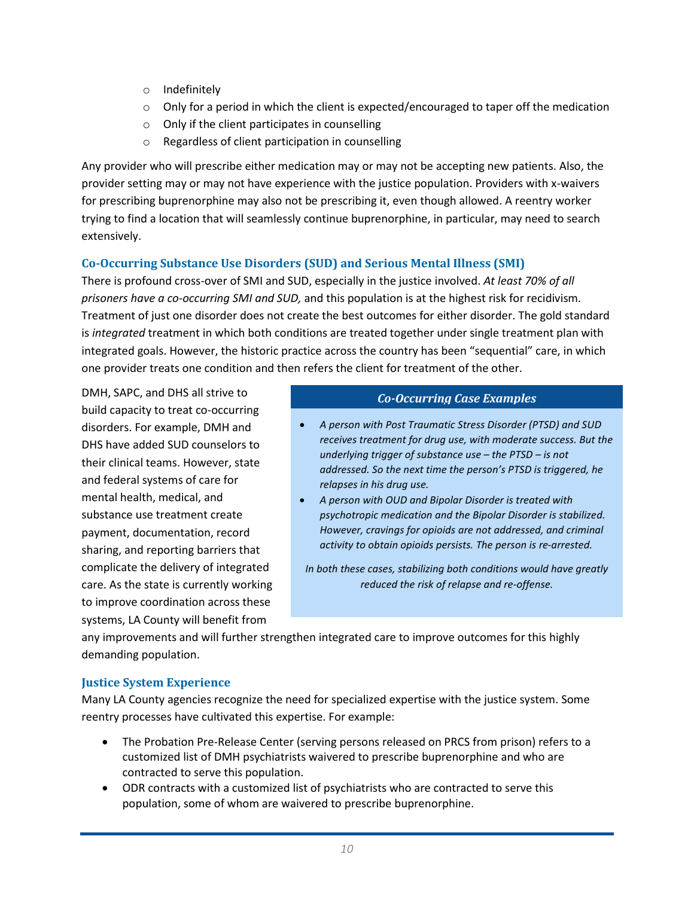- Indefinitely
- Only for a period in which the client is expected/encouraged to taper off the medication
- Only if the client participates in counselling
- Regardless of client participation in counselling

Any provider who will prescribe either medication may or may not be accepting new patients. Also, the provider setting may or may not have experience with the justice population. Providers with x-waivers for prescribing buprenorphine may also not be prescribing it, even though allowed. A reentry worker trying to find a location that will seamlessly continue buprenorphine, in particular, may need to search extensively.

### Co-Occurring Substance Use Disorders (SUD) and Serious Mental Illness (SMI)

There is profound cross-over of SMI and SUD, especially in the justice involved. *At least 70% of all prisoners have a co-occurring SMI and SUD,* and this population is at the highest risk for recidivism. Treatment of just one disorder does not create the best outcomes for either disorder. The gold standard is *integrated* treatment in which both conditions are treated together under single treatment plan with integrated goals. However, the historic practice across the country has been "sequential" care, in which one provider treats one condition and then refers the client for treatment of the other.

DMH, SAPC, and DHS all strive to build capacity to treat co-occurring disorders. For example, DMH and DHS have added SUD counselors to their clinical teams. However, state and federal systems of care for mental health, medical, and substance use treatment create payment, documentation, record sharing, and reporting barriers that complicate the delivery of integrated care. As the state is currently working to improve coordination across these systems, LA County will benefit from any improvements and will further strengthen integrated care to improve outcomes for this highly demanding population.

> **Co-Occurring Case Examples**
>
> - *A person with Post Traumatic Stress Disorder (PTSD) and SUD receives treatment for drug use, with moderate success. But the underlying trigger of substance use – the PTSD – is not addressed. So the next time the person's PTSD is triggered, he relapses in his drug use.*
> - *A person with OUD and Bipolar Disorder is treated with psychotropic medication and the Bipolar Disorder is stabilized. However, cravings for opioids are not addressed, and criminal activity to obtain opioids persists. The person is re-arrested.*
>
> *In both these cases, stabilizing both conditions would have greatly reduced the risk of relapse and re-offense.*

### Justice System Experience

Many LA County agencies recognize the need for specialized expertise with the justice system. Some reentry processes have cultivated this expertise. For example:

- The Probation Pre-Release Center (serving persons released on PRCS from prison) refers to a customized list of DMH psychiatrists waivered to prescribe buprenorphine and who are contracted to serve this population.
- ODR contracts with a customized list of psychiatrists who are contracted to serve this population, some of whom are waivered to prescribe buprenorphine.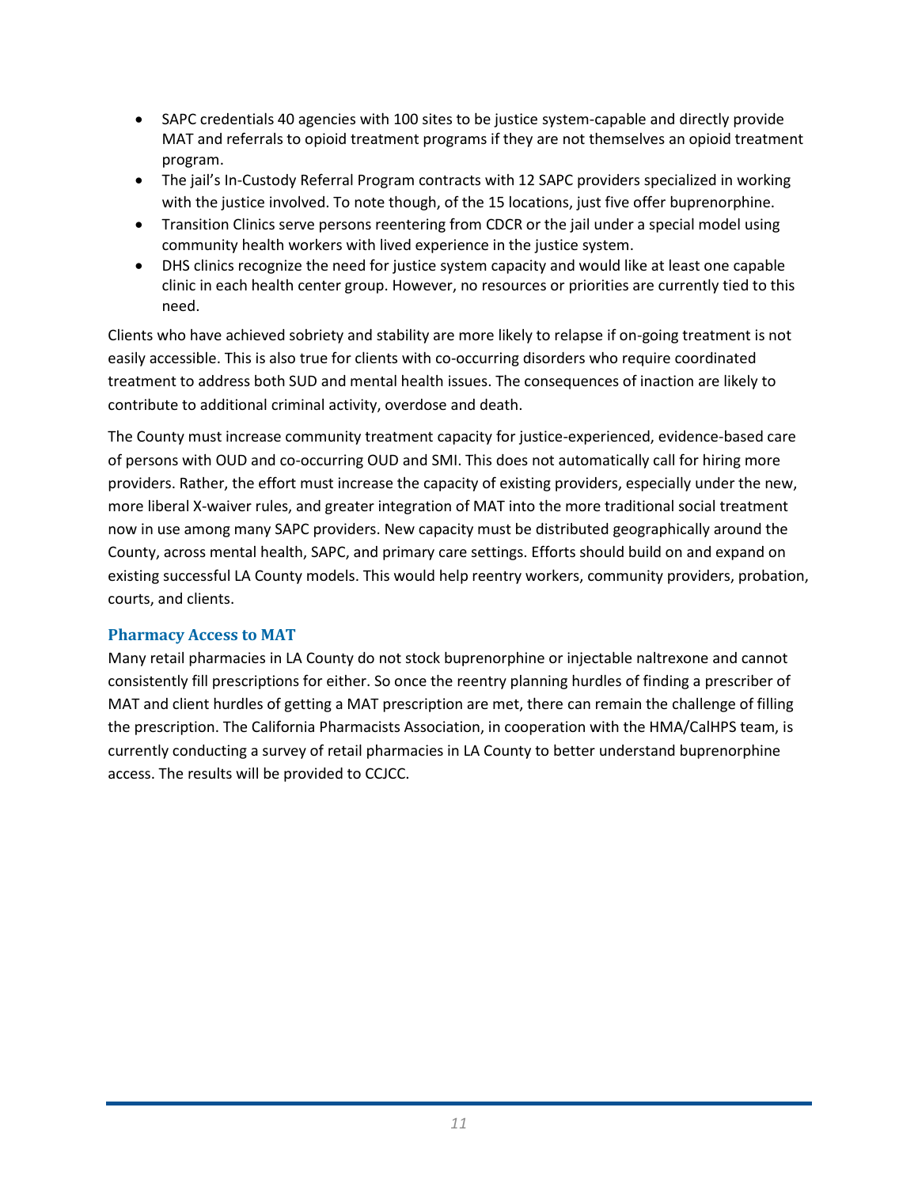- SAPC credentials 40 agencies with 100 sites to be justice system-capable and directly provide MAT and referrals to opioid treatment programs if they are not themselves an opioid treatment program.
- The jail's In-Custody Referral Program contracts with 12 SAPC providers specialized in working with the justice involved. To note though, of the 15 locations, just five offer buprenorphine.
- Transition Clinics serve persons reentering from CDCR or the jail under a special model using community health workers with lived experience in the justice system.
- DHS clinics recognize the need for justice system capacity and would like at least one capable clinic in each health center group. However, no resources or priorities are currently tied to this need.

Clients who have achieved sobriety and stability are more likely to relapse if on-going treatment is not easily accessible. This is also true for clients with co-occurring disorders who require coordinated treatment to address both SUD and mental health issues. The consequences of inaction are likely to contribute to additional criminal activity, overdose and death.

The County must increase community treatment capacity for justice-experienced, evidence-based care of persons with OUD and co-occurring OUD and SMI. This does not automatically call for hiring more providers. Rather, the effort must increase the capacity of existing providers, especially under the new, more liberal X-waiver rules, and greater integration of MAT into the more traditional social treatment now in use among many SAPC providers. New capacity must be distributed geographically around the County, across mental health, SAPC, and primary care settings. Efforts should build on and expand on existing successful LA County models. This would help reentry workers, community providers, probation, courts, and clients.

### Pharmacy Access to MAT

Many retail pharmacies in LA County do not stock buprenorphine or injectable naltrexone and cannot consistently fill prescriptions for either. So once the reentry planning hurdles of finding a prescriber of MAT and client hurdles of getting a MAT prescription are met, there can remain the challenge of filling the prescription. The California Pharmacists Association, in cooperation with the HMA/CalHPS team, is currently conducting a survey of retail pharmacies in LA County to better understand buprenorphine access. The results will be provided to CCJCC.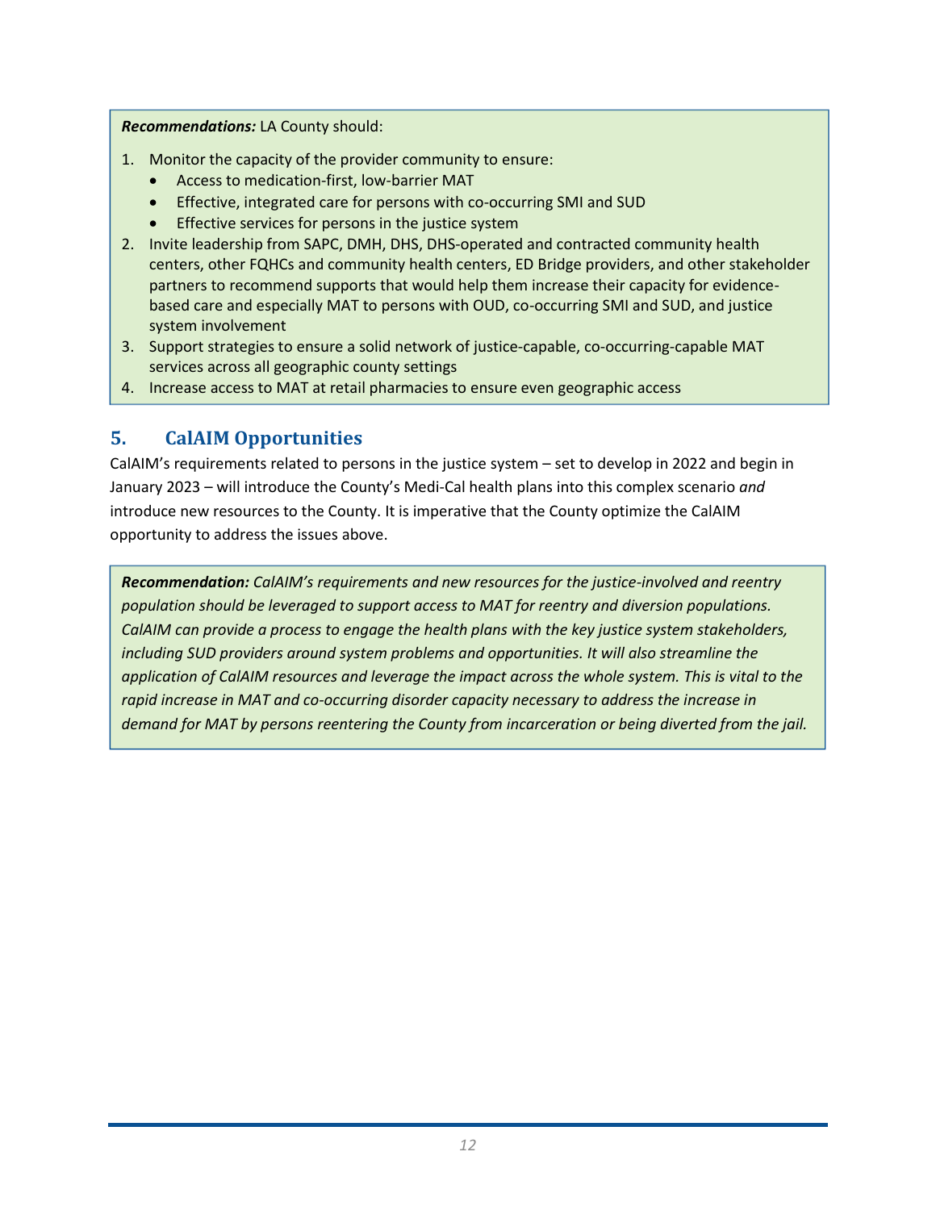***Recommendations:*** LA County should:

1. Monitor the capacity of the provider community to ensure:
   - Access to medication-first, low-barrier MAT
   - Effective, integrated care for persons with co-occurring SMI and SUD
   - Effective services for persons in the justice system
2. Invite leadership from SAPC, DMH, DHS, DHS-operated and contracted community health centers, other FQHCs and community health centers, ED Bridge providers, and other stakeholder partners to recommend supports that would help them increase their capacity for evidence-based care and especially MAT to persons with OUD, co-occurring SMI and SUD, and justice system involvement
3. Support strategies to ensure a solid network of justice-capable, co-occurring-capable MAT services across all geographic county settings
4. Increase access to MAT at retail pharmacies to ensure even geographic access

## 5. CalAIM Opportunities

CalAIM's requirements related to persons in the justice system – set to develop in 2022 and begin in January 2023 – will introduce the County's Medi-Cal health plans into this complex scenario *and* introduce new resources to the County. It is imperative that the County optimize the CalAIM opportunity to address the issues above.

***Recommendation:*** *CalAIM's requirements and new resources for the justice-involved and reentry population should be leveraged to support access to MAT for reentry and diversion populations. CalAIM can provide a process to engage the health plans with the key justice system stakeholders, including SUD providers around system problems and opportunities. It will also streamline the application of CalAIM resources and leverage the impact across the whole system. This is vital to the rapid increase in MAT and co-occurring disorder capacity necessary to address the increase in demand for MAT by persons reentering the County from incarceration or being diverted from the jail.*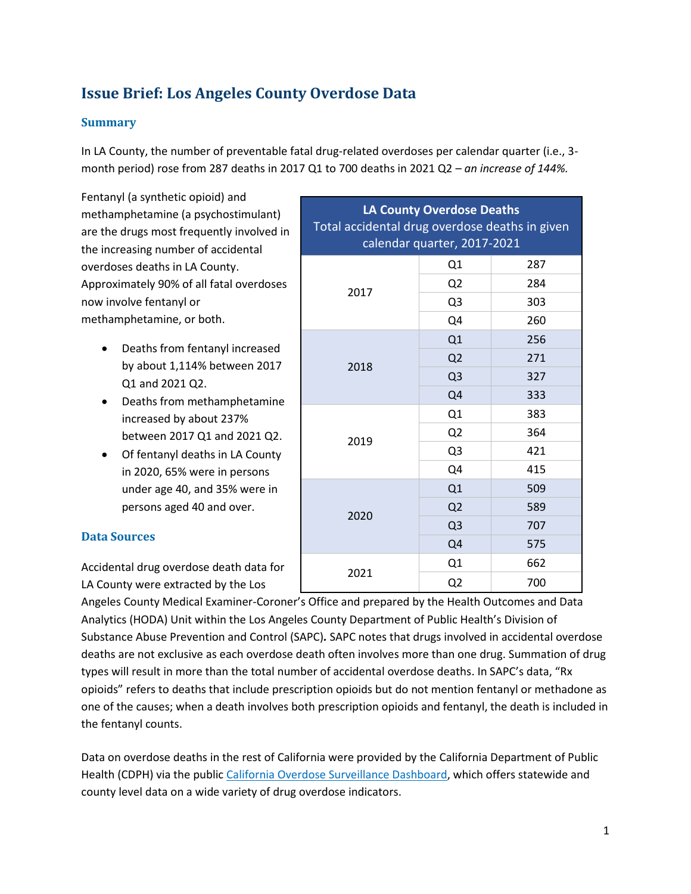# Issue Brief: Los Angeles County Overdose Data

## Summary

In LA County, the number of preventable fatal drug-related overdoses per calendar quarter (i.e., 3-month period) rose from 287 deaths in 2017 Q1 to 700 deaths in 2021 Q2 – *an increase of 144%.*

Fentanyl (a synthetic opioid) and methamphetamine (a psychostimulant) are the drugs most frequently involved in the increasing number of accidental overdoses deaths in LA County. Approximately 90% of all fatal overdoses now involve fentanyl or methamphetamine, or both.

- Deaths from fentanyl increased by about 1,114% between 2017 Q1 and 2021 Q2.
- Deaths from methamphetamine increased by about 237% between 2017 Q1 and 2021 Q2.
- Of fentanyl deaths in LA County in 2020, 65% were in persons under age 40, and 35% were in persons aged 40 and over.

| LA County Overdose Deaths<br>Total accidental drug overdose deaths in given calendar quarter, 2017-2021 | | |
|---|---|---|
| 2017 | Q1 | 287 |
| | Q2 | 284 |
| | Q3 | 303 |
| | Q4 | 260 |
| 2018 | Q1 | 256 |
| | Q2 | 271 |
| | Q3 | 327 |
| | Q4 | 333 |
| 2019 | Q1 | 383 |
| | Q2 | 364 |
| | Q3 | 421 |
| | Q4 | 415 |
| 2020 | Q1 | 509 |
| | Q2 | 589 |
| | Q3 | 707 |
| | Q4 | 575 |
| 2021 | Q1 | 662 |
| | Q2 | 700 |

## Data Sources

Accidental drug overdose death data for LA County were extracted by the Los Angeles County Medical Examiner-Coroner's Office and prepared by the Health Outcomes and Data Analytics (HODA) Unit within the Los Angeles County Department of Public Health's Division of Substance Abuse Prevention and Control (SAPC)**.** SAPC notes that drugs involved in accidental overdose deaths are not exclusive as each overdose death often involves more than one drug. Summation of drug types will result in more than the total number of accidental overdose deaths. In SAPC's data, "Rx opioids" refers to deaths that include prescription opioids but do not mention fentanyl or methadone as one of the causes; when a death involves both prescription opioids and fentanyl, the death is included in the fentanyl counts.

Data on overdose deaths in the rest of California were provided by the California Department of Public Health (CDPH) via the public California Overdose Surveillance Dashboard, which offers statewide and county level data on a wide variety of drug overdose indicators.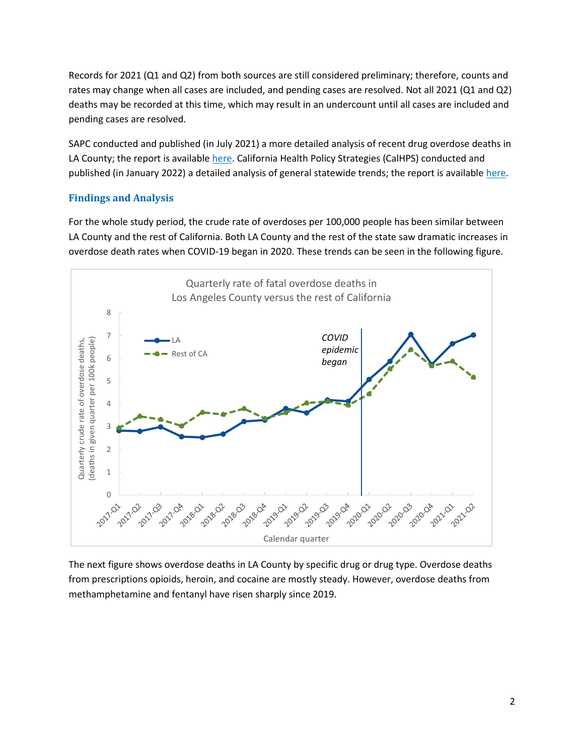Records for 2021 (Q1 and Q2) from both sources are still considered preliminary; therefore, counts and rates may change when all cases are included, and pending cases are resolved. Not all 2021 (Q1 and Q2) deaths may be recorded at this time, which may result in an undercount until all cases are included and pending cases are resolved.

SAPC conducted and published (in July 2021) a more detailed analysis of recent drug overdose deaths in LA County; the report is available here. California Health Policy Strategies (CalHPS) conducted and published (in January 2022) a detailed analysis of general statewide trends; the report is available here.

### Findings and Analysis

For the whole study period, the crude rate of overdoses per 100,000 people has been similar between LA County and the rest of California. Both LA County and the rest of the state saw dramatic increases in overdose death rates when COVID-19 began in 2020. These trends can be seen in the following figure.

The next figure shows overdose deaths in LA County by specific drug or drug type. Overdose deaths from prescriptions opioids, heroin, and cocaine are mostly steady. However, overdose deaths from methamphetamine and fentanyl have risen sharply since 2019.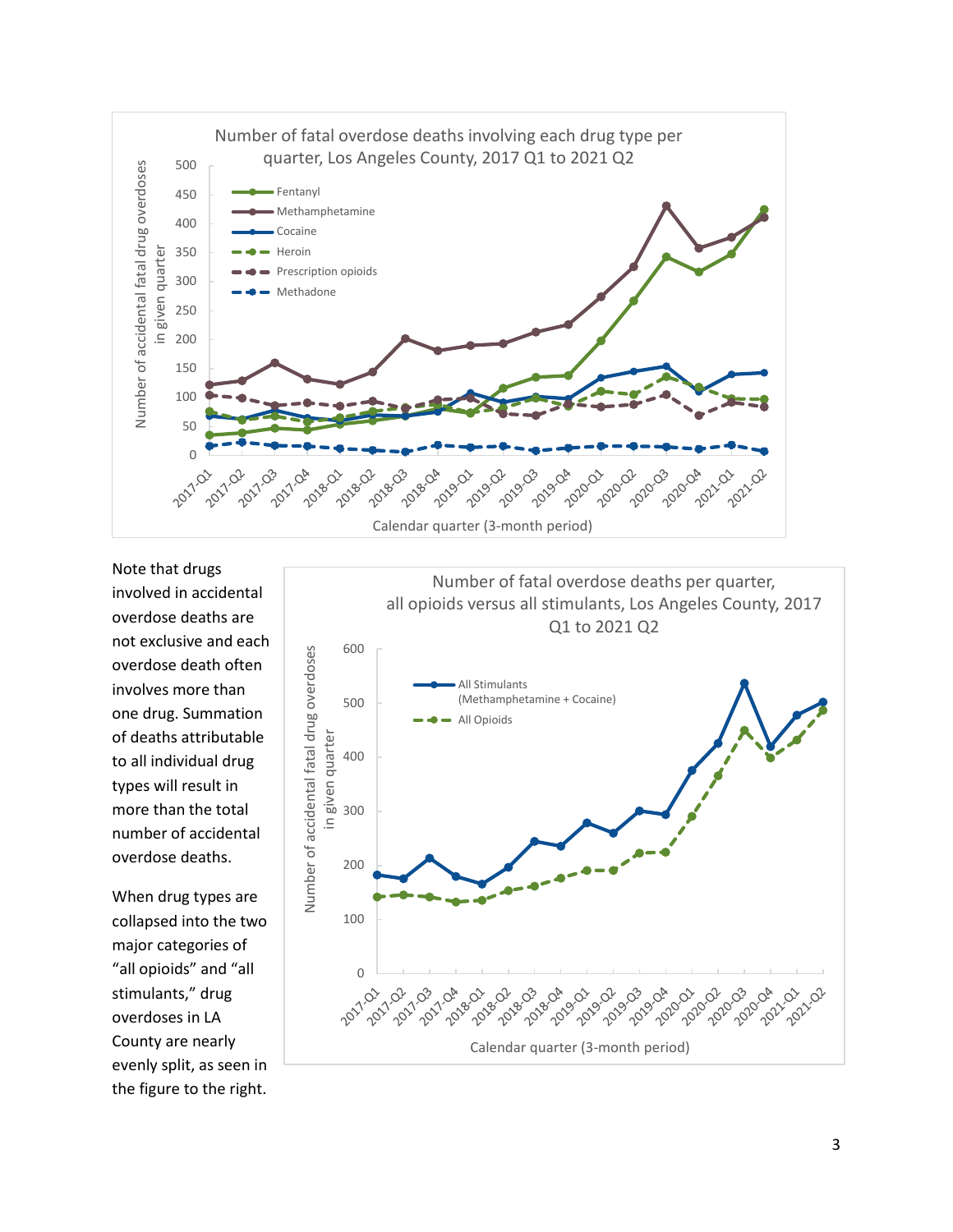Note that drugs involved in accidental overdose deaths are not exclusive and each overdose death often involves more than one drug. Summation of deaths attributable to all individual drug types will result in more than the total number of accidental overdose deaths.

When drug types are collapsed into the two major categories of "all opioids" and "all stimulants," drug overdoses in LA County are nearly evenly split, as seen in the figure to the right.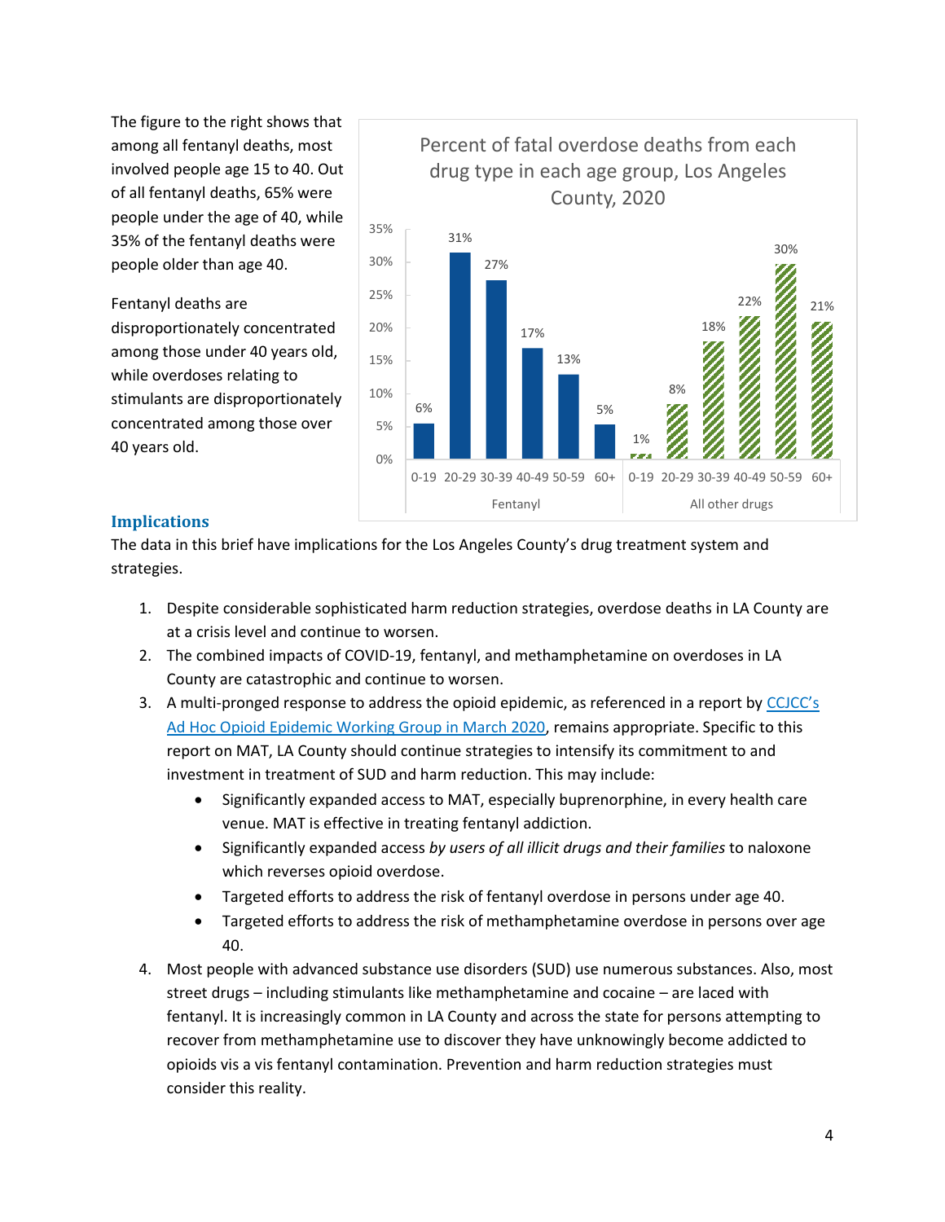The figure to the right shows that among all fentanyl deaths, most involved people age 15 to 40. Out of all fentanyl deaths, 65% were people under the age of 40, while 35% of the fentanyl deaths were people older than age 40.

Fentanyl deaths are disproportionately concentrated among those under 40 years old, while overdoses relating to stimulants are disproportionately concentrated among those over 40 years old.

Percent of fatal overdose deaths from each drug type in each age group, Los Angeles County, 2020

| Age group | Fentanyl | All other drugs |
|---|---|---|
| 0-19 | 6% | 1% |
| 20-29 | 31% | 8% |
| 30-39 | 27% | 18% |
| 40-49 | 17% | 22% |
| 50-59 | 13% | 30% |
| 60+ | 5% | 21% |

## Implications

The data in this brief have implications for the Los Angeles County's drug treatment system and strategies.

1. Despite considerable sophisticated harm reduction strategies, overdose deaths in LA County are at a crisis level and continue to worsen.
2. The combined impacts of COVID-19, fentanyl, and methamphetamine on overdoses in LA County are catastrophic and continue to worsen.
3. A multi-pronged response to address the opioid epidemic, as referenced in a report by CCJCC's Ad Hoc Opioid Epidemic Working Group in March 2020, remains appropriate. Specific to this report on MAT, LA County should continue strategies to intensify its commitment to and investment in treatment of SUD and harm reduction. This may include:
   - Significantly expanded access to MAT, especially buprenorphine, in every health care venue. MAT is effective in treating fentanyl addiction.
   - Significantly expanded access *by users of all illicit drugs and their families* to naloxone which reverses opioid overdose.
   - Targeted efforts to address the risk of fentanyl overdose in persons under age 40.
   - Targeted efforts to address the risk of methamphetamine overdose in persons over age 40.
4. Most people with advanced substance use disorders (SUD) use numerous substances. Also, most street drugs – including stimulants like methamphetamine and cocaine – are laced with fentanyl. It is increasingly common in LA County and across the state for persons attempting to recover from methamphetamine use to discover they have unknowingly become addicted to opioids vis a vis fentanyl contamination. Prevention and harm reduction strategies must consider this reality.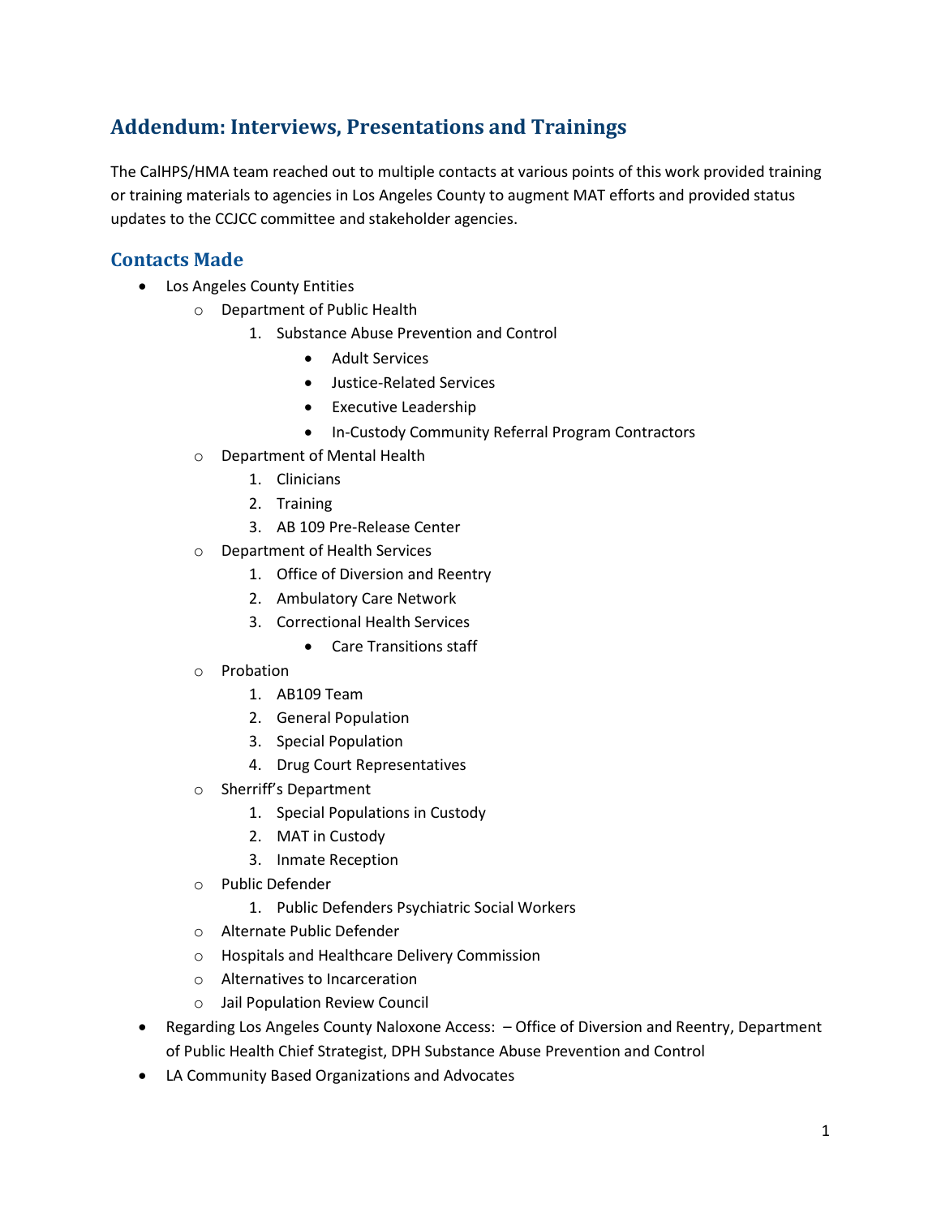## Addendum: Interviews, Presentations and Trainings

The CalHPS/HMA team reached out to multiple contacts at various points of this work provided training or training materials to agencies in Los Angeles County to augment MAT efforts and provided status updates to the CCJCC committee and stakeholder agencies.

### Contacts Made

- Los Angeles County Entities
  - Department of Public Health
    1. Substance Abuse Prevention and Control
       - Adult Services
       - Justice-Related Services
       - Executive Leadership
       - In-Custody Community Referral Program Contractors
  - Department of Mental Health
    1. Clinicians
    2. Training
    3. AB 109 Pre-Release Center
  - Department of Health Services
    1. Office of Diversion and Reentry
    2. Ambulatory Care Network
    3. Correctional Health Services
       - Care Transitions staff
  - Probation
    1. AB109 Team
    2. General Population
    3. Special Population
    4. Drug Court Representatives
  - Sherriff's Department
    1. Special Populations in Custody
    2. MAT in Custody
    3. Inmate Reception
  - Public Defender
    1. Public Defenders Psychiatric Social Workers
  - Alternate Public Defender
  - Hospitals and Healthcare Delivery Commission
  - Alternatives to Incarceration
  - Jail Population Review Council
- Regarding Los Angeles County Naloxone Access: – Office of Diversion and Reentry, Department of Public Health Chief Strategist, DPH Substance Abuse Prevention and Control
- LA Community Based Organizations and Advocates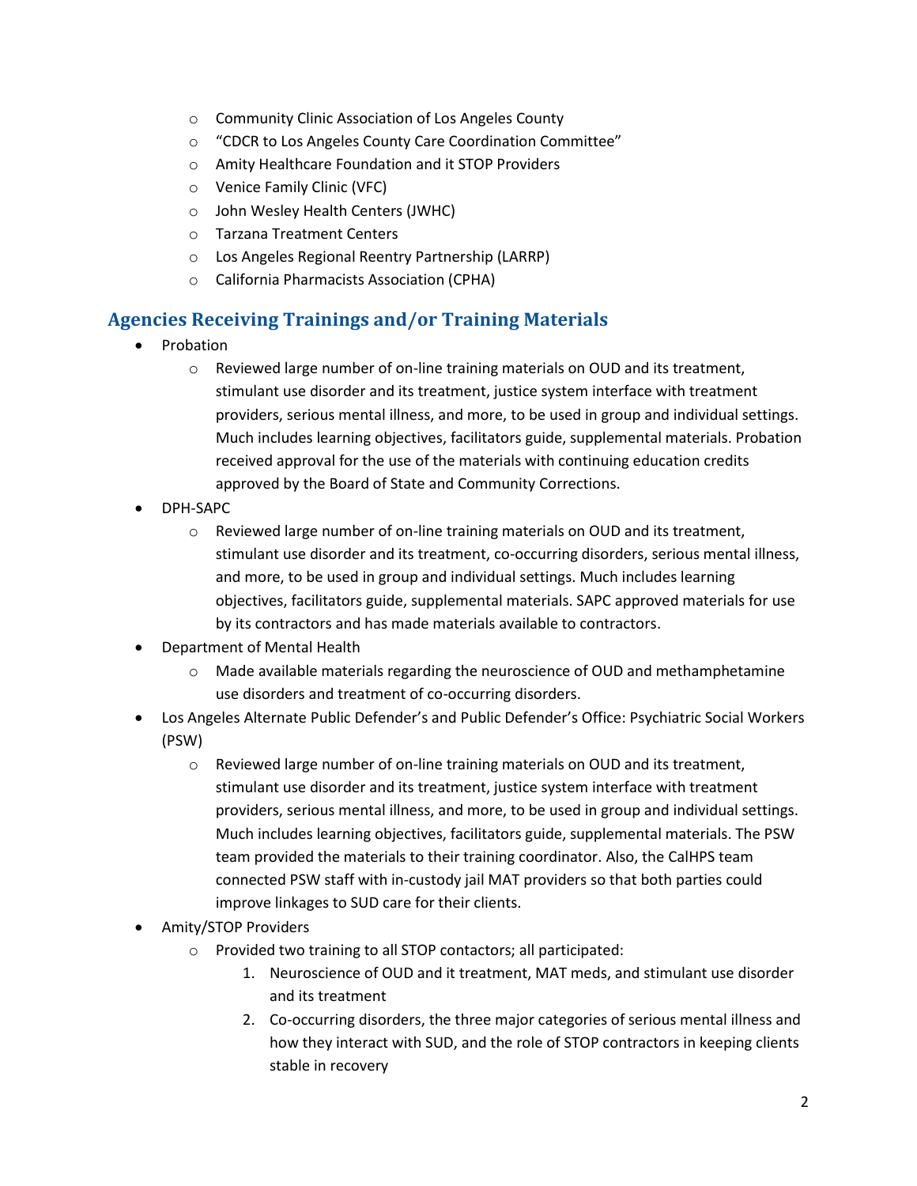- Community Clinic Association of Los Angeles County
- "CDCR to Los Angeles County Care Coordination Committee"
- Amity Healthcare Foundation and it STOP Providers
- Venice Family Clinic (VFC)
- John Wesley Health Centers (JWHC)
- Tarzana Treatment Centers
- Los Angeles Regional Reentry Partnership (LARRP)
- California Pharmacists Association (CPHA)

## Agencies Receiving Trainings and/or Training Materials

- Probation
  - Reviewed large number of on-line training materials on OUD and its treatment, stimulant use disorder and its treatment, justice system interface with treatment providers, serious mental illness, and more, to be used in group and individual settings. Much includes learning objectives, facilitators guide, supplemental materials. Probation received approval for the use of the materials with continuing education credits approved by the Board of State and Community Corrections.
- DPH-SAPC
  - Reviewed large number of on-line training materials on OUD and its treatment, stimulant use disorder and its treatment, co-occurring disorders, serious mental illness, and more, to be used in group and individual settings. Much includes learning objectives, facilitators guide, supplemental materials. SAPC approved materials for use by its contractors and has made materials available to contractors.
- Department of Mental Health
  - Made available materials regarding the neuroscience of OUD and methamphetamine use disorders and treatment of co-occurring disorders.
- Los Angeles Alternate Public Defender's and Public Defender's Office: Psychiatric Social Workers (PSW)
  - Reviewed large number of on-line training materials on OUD and its treatment, stimulant use disorder and its treatment, justice system interface with treatment providers, serious mental illness, and more, to be used in group and individual settings. Much includes learning objectives, facilitators guide, supplemental materials. The PSW team provided the materials to their training coordinator. Also, the CalHPS team connected PSW staff with in-custody jail MAT providers so that both parties could improve linkages to SUD care for their clients.
- Amity/STOP Providers
  - Provided two training to all STOP contactors; all participated:
    1. Neuroscience of OUD and it treatment, MAT meds, and stimulant use disorder and its treatment
    2. Co-occurring disorders, the three major categories of serious mental illness and how they interact with SUD, and the role of STOP contractors in keeping clients stable in recovery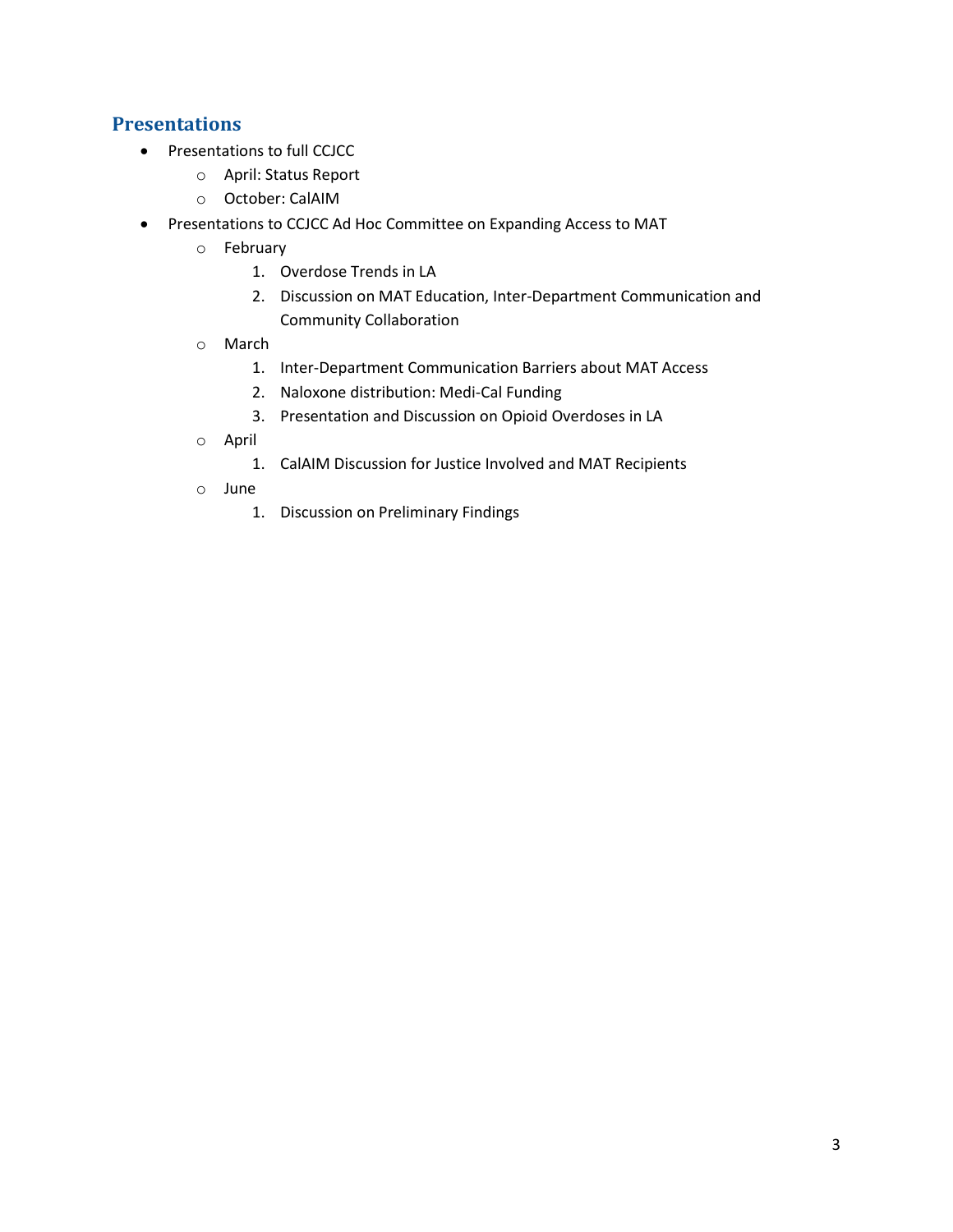## Presentations

- Presentations to full CCJCC
  - April: Status Report
  - October: CalAIM
- Presentations to CCJCC Ad Hoc Committee on Expanding Access to MAT
  - February
    1. Overdose Trends in LA
    2. Discussion on MAT Education, Inter-Department Communication and Community Collaboration
  - March
    1. Inter-Department Communication Barriers about MAT Access
    2. Naloxone distribution: Medi-Cal Funding
    3. Presentation and Discussion on Opioid Overdoses in LA
  - April
    1. CalAIM Discussion for Justice Involved and MAT Recipients
  - June
    1. Discussion on Preliminary Findings